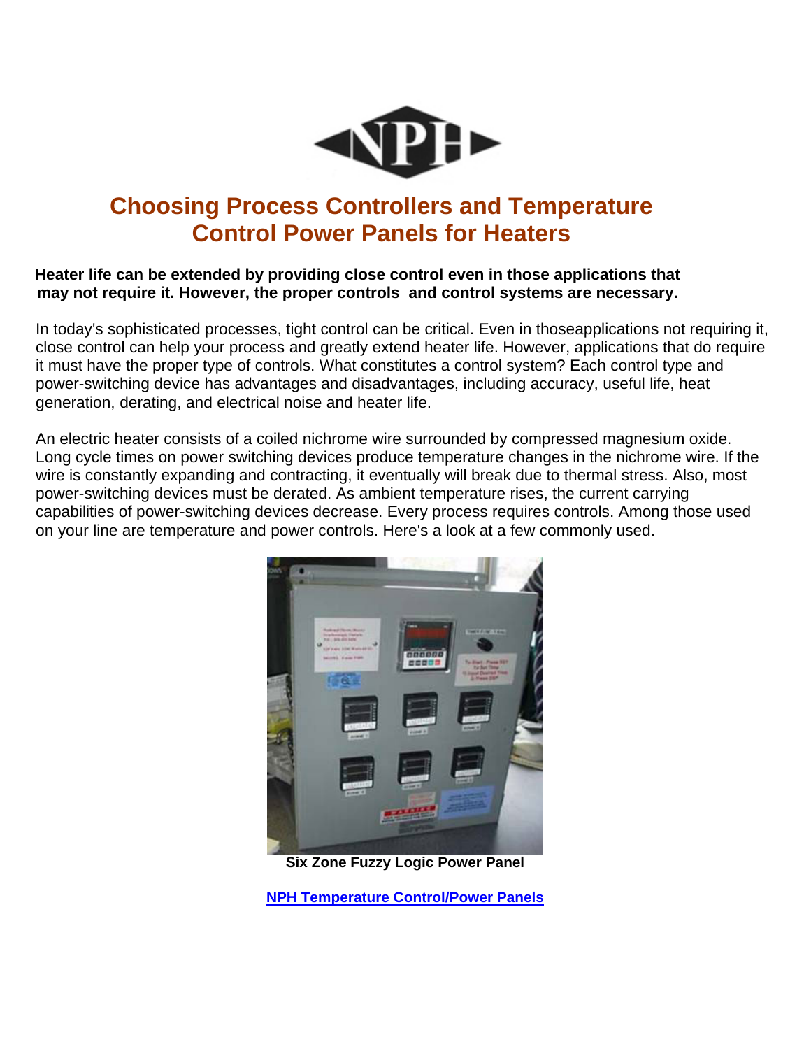# Choosing Process Controllers and Temperature Control Power Panels for Heaters

**Heater life can be extended by providing close control even in those applications that may not require it. However, the proper controls and control systems are necessary.**

In today's sophisticated processes, tight control can be critical. Even in thoseapplications not requiring it, close control can help your process and greatly extend heater life. However, applications that do require it must have the proper type of controls. What constitutes a control system? Each control type and power-switching device has advantages and disadvantages, including accuracy, useful life, heat generation, derating, and electrical noise and heater life.

An electric heater consists of a coiled nichrome wire surrounded by compressed magnesium oxide. Long cycle times on power switching devices produce temperature changes in the nichrome wire. If the wire is constantly expanding and contracting, it eventually will break due to thermal stress. Also, most power-switching devices must be derated. As ambient temperature rises, the current carrying capabilities of power-switching devices decrease. Every process requires controls. Among those used on your line are temperature and power controls. Here's a look at a few commonly used.

**Six Zone Fuzzy Logic Power Panel**

NPH Temperature Control/Power Panels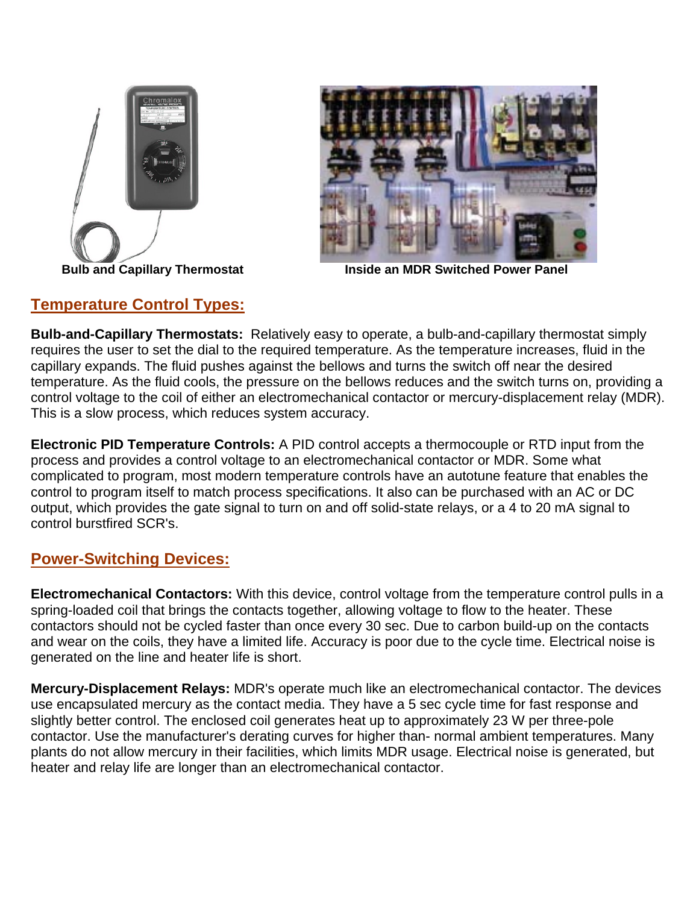Bulb and Capillary Thermostat

Inside an MDR Switched Power Panel

## Temperature Control Types:

**Bulb-and-Capillary Thermostats:** Relatively easy to operate, a bulb-and-capillary thermostat simply requires the user to set the dial to the required temperature. As the temperature increases, fluid in the capillary expands. The fluid pushes against the bellows and turns the switch off near the desired temperature. As the fluid cools, the pressure on the bellows reduces and the switch turns on, providing a control voltage to the coil of either an electromechanical contactor or mercury-displacement relay (MDR). This is a slow process, which reduces system accuracy.

**Electronic PID Temperature Controls:** A PID control accepts a thermocouple or RTD input from the process and provides a control voltage to an electromechanical contactor or MDR. Some what complicated to program, most modern temperature controls have an autotune feature that enables the control to program itself to match process specifications. It also can be purchased with an AC or DC output, which provides the gate signal to turn on and off solid-state relays, or a 4 to 20 mA signal to control burstfired SCR's.

## Power-Switching Devices:

**Electromechanical Contactors:** With this device, control voltage from the temperature control pulls in a spring-loaded coil that brings the contacts together, allowing voltage to flow to the heater. These contactors should not be cycled faster than once every 30 sec. Due to carbon build-up on the contacts and wear on the coils, they have a limited life. Accuracy is poor due to the cycle time. Electrical noise is generated on the line and heater life is short.

**Mercury-Displacement Relays:** MDR's operate much like an electromechanical contactor. The devices use encapsulated mercury as the contact media. They have a 5 sec cycle time for fast response and slightly better control. The enclosed coil generates heat up to approximately 23 W per three-pole contactor. Use the manufacturer's derating curves for higher than- normal ambient temperatures. Many plants do not allow mercury in their facilities, which limits MDR usage. Electrical noise is generated, but heater and relay life are longer than an electromechanical contactor.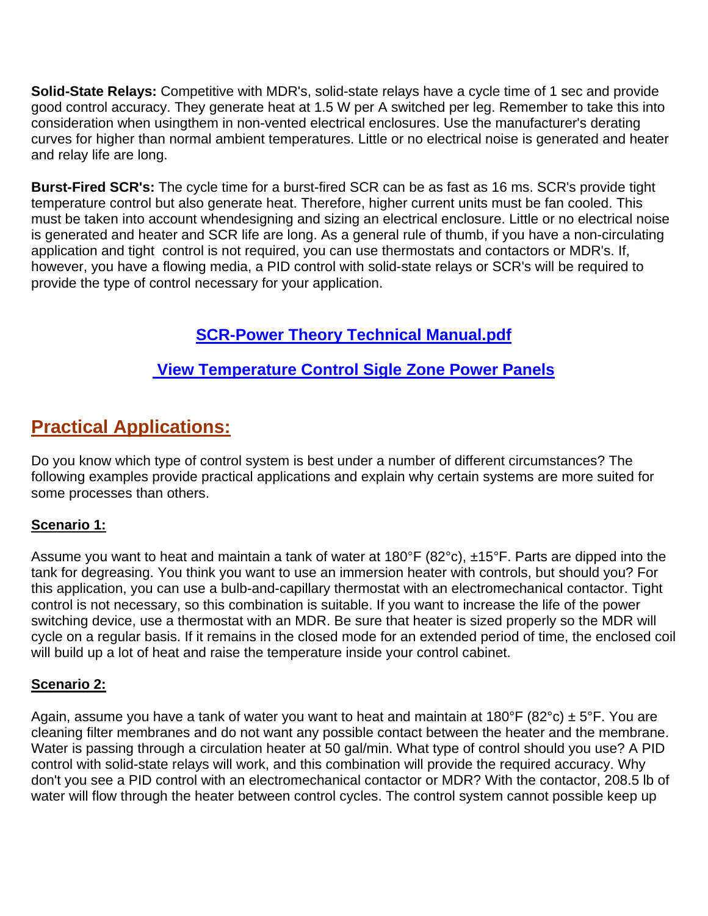**Solid-State Relays:** Competitive with MDR's, solid-state relays have a cycle time of 1 sec and provide good control accuracy. They generate heat at 1.5 W per A switched per leg. Remember to take this into consideration when usingthem in non-vented electrical enclosures. Use the manufacturer's derating curves for higher than normal ambient temperatures. Little or no electrical noise is generated and heater and relay life are long.

**Burst-Fired SCR's:** The cycle time for a burst-fired SCR can be as fast as 16 ms. SCR's provide tight temperature control but also generate heat. Therefore, higher current units must be fan cooled. This must be taken into account whendesigning and sizing an electrical enclosure. Little or no electrical noise is generated and heater and SCR life are long. As a general rule of thumb, if you have a non-circulating application and tight control is not required, you can use thermostats and contactors or MDR's. If, however, you have a flowing media, a PID control with solid-state relays or SCR's will be required to provide the type of control necessary for your application.

**SCR-Power Theory Technical Manual.pdf**

**View Temperature Control Sigle Zone Power Panels**

## Practical Applications:

Do you know which type of control system is best under a number of different circumstances? The following examples provide practical applications and explain why certain systems are more suited for some processes than others.

### Scenario 1:

Assume you want to heat and maintain a tank of water at 180°F (82°c), ±15°F. Parts are dipped into the tank for degreasing. You think you want to use an immersion heater with controls, but should you? For this application, you can use a bulb-and-capillary thermostat with an electromechanical contactor. Tight control is not necessary, so this combination is suitable. If you want to increase the life of the power switching device, use a thermostat with an MDR. Be sure that heater is sized properly so the MDR will cycle on a regular basis. If it remains in the closed mode for an extended period of time, the enclosed coil will build up a lot of heat and raise the temperature inside your control cabinet.

### Scenario 2:

Again, assume you have a tank of water you want to heat and maintain at 180°F (82°c) ± 5°F. You are cleaning filter membranes and do not want any possible contact between the heater and the membrane. Water is passing through a circulation heater at 50 gal/min. What type of control should you use? A PID control with solid-state relays will work, and this combination will provide the required accuracy. Why don't you see a PID control with an electromechanical contactor or MDR? With the contactor, 208.5 lb of water will flow through the heater between control cycles. The control system cannot possible keep up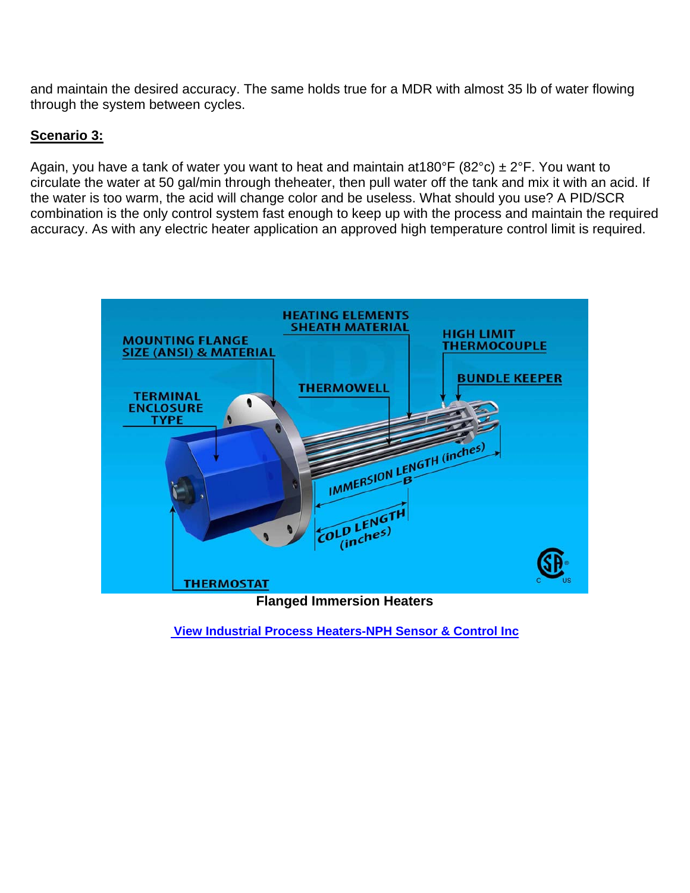and maintain the desired accuracy. The same holds true for a MDR with almost 35 lb of water flowing through the system between cycles.

**Scenario 3:**

Again, you have a tank of water you want to heat and maintain at180°F (82°c) ± 2°F. You want to circulate the water at 50 gal/min through theheater, then pull water off the tank and mix it with an acid. If the water is too warm, the acid will change color and be useless. What should you use? A PID/SCR combination is the only control system fast enough to keep up with the process and maintain the required accuracy. As with any electric heater application an approved high temperature control limit is required.

**Flanged Immersion Heaters**

**View Industrial Process Heaters-NPH Sensor & Control Inc**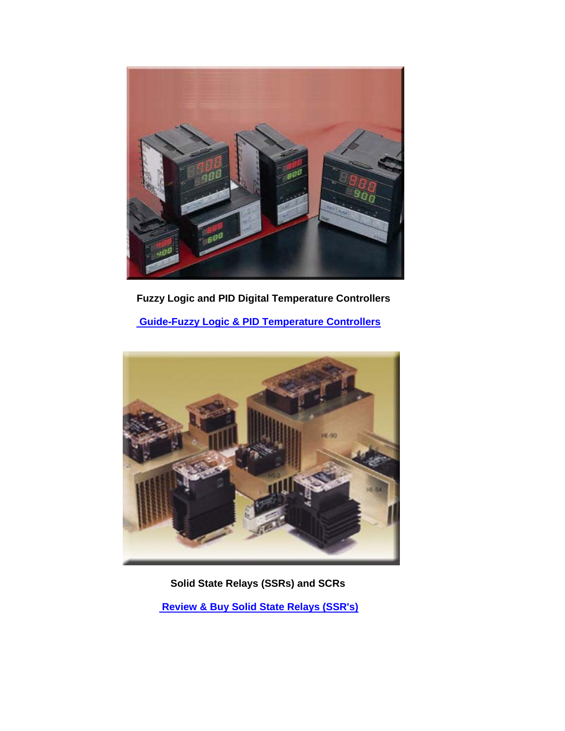**Fuzzy Logic and PID Digital Temperature Controllers**

Guide-Fuzzy Logic & PID Temperature Controllers

**Solid State Relays (SSRs) and SCRs**

Review & Buy Solid State Relays (SSR's)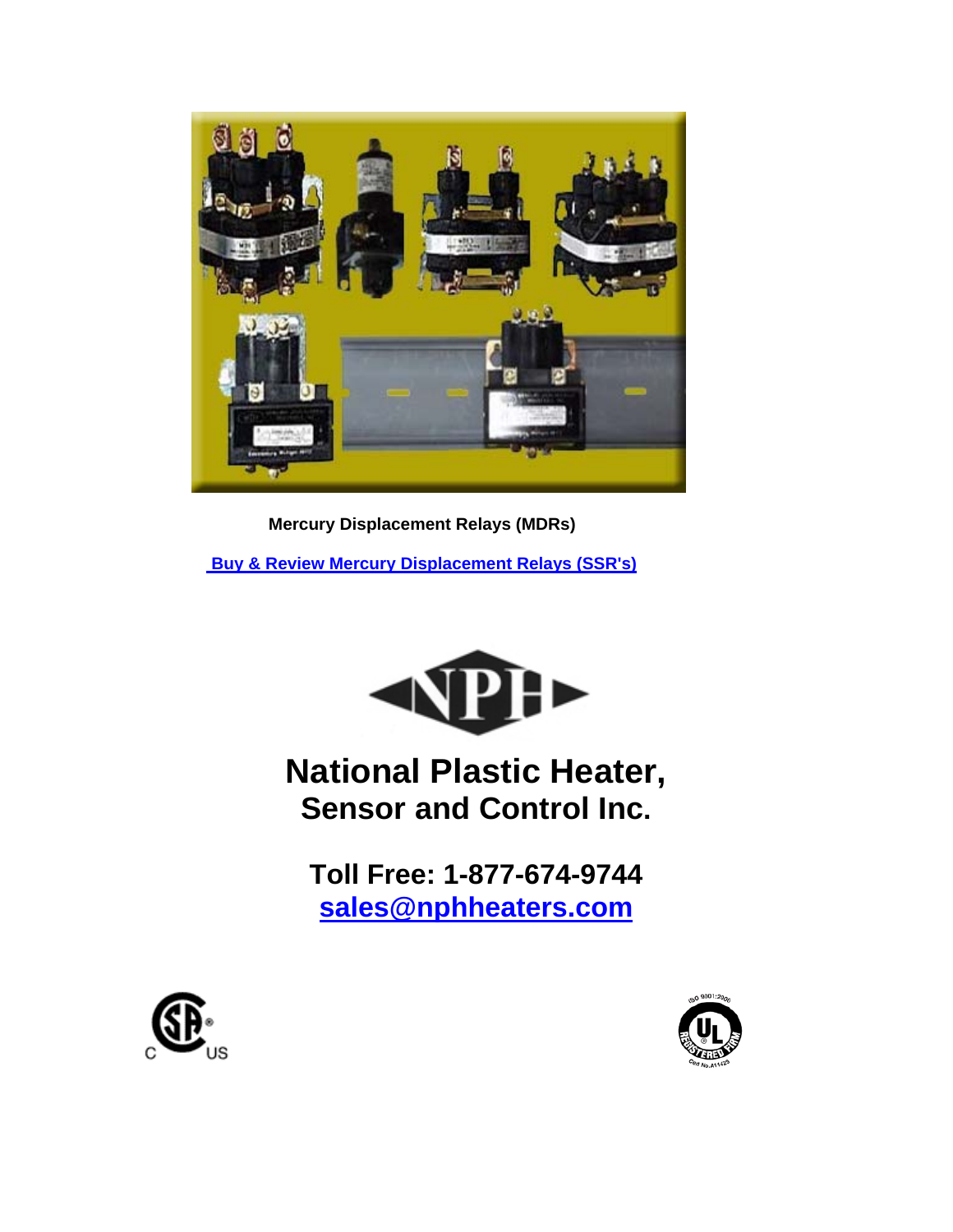**Mercury Displacement Relays (MDRs)**

[Buy & Review Mercury Displacement Relays (SSR's)]

# National Plastic Heater, Sensor and Control Inc.

## Toll Free: 1-877-674-9744

## sales@nphheaters.com